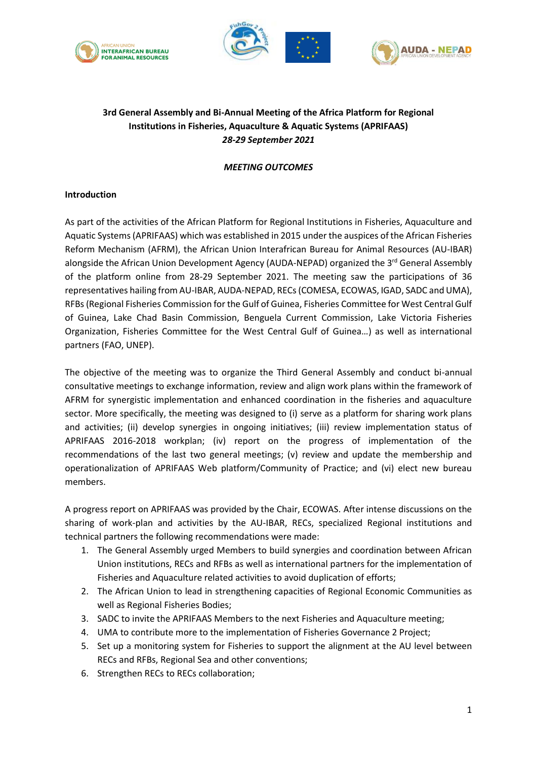**3rd General Assembly and Bi-Annual Meeting of the Africa Platform for Regional Institutions in Fisheries, Aquaculture & Aquatic Systems (APRIFAAS)**
***28-29 September 2021***

***MEETING OUTCOMES***

**Introduction**

As part of the activities of the African Platform for Regional Institutions in Fisheries, Aquaculture and Aquatic Systems (APRIFAAS) which was established in 2015 under the auspices of the African Fisheries Reform Mechanism (AFRM), the African Union Interafrican Bureau for Animal Resources (AU-IBAR) alongside the African Union Development Agency (AUDA-NEPAD) organized the 3rd General Assembly of the platform online from 28-29 September 2021. The meeting saw the participations of 36 representatives hailing from AU-IBAR, AUDA-NEPAD, RECs (COMESA, ECOWAS, IGAD, SADC and UMA), RFBs (Regional Fisheries Commission for the Gulf of Guinea, Fisheries Committee for West Central Gulf of Guinea, Lake Chad Basin Commission, Benguela Current Commission, Lake Victoria Fisheries Organization, Fisheries Committee for the West Central Gulf of Guinea…) as well as international partners (FAO, UNEP).

The objective of the meeting was to organize the Third General Assembly and conduct bi-annual consultative meetings to exchange information, review and align work plans within the framework of AFRM for synergistic implementation and enhanced coordination in the fisheries and aquaculture sector. More specifically, the meeting was designed to (i) serve as a platform for sharing work plans and activities; (ii) develop synergies in ongoing initiatives; (iii) review implementation status of APRIFAAS 2016-2018 workplan; (iv) report on the progress of implementation of the recommendations of the last two general meetings; (v) review and update the membership and operationalization of APRIFAAS Web platform/Community of Practice; and (vi) elect new bureau members.

A progress report on APRIFAAS was provided by the Chair, ECOWAS. After intense discussions on the sharing of work-plan and activities by the AU-IBAR, RECs, specialized Regional institutions and technical partners the following recommendations were made:

1. The General Assembly urged Members to build synergies and coordination between African Union institutions, RECs and RFBs as well as international partners for the implementation of Fisheries and Aquaculture related activities to avoid duplication of efforts;
2. The African Union to lead in strengthening capacities of Regional Economic Communities as well as Regional Fisheries Bodies;
3. SADC to invite the APRIFAAS Members to the next Fisheries and Aquaculture meeting;
4. UMA to contribute more to the implementation of Fisheries Governance 2 Project;
5. Set up a monitoring system for Fisheries to support the alignment at the AU level between RECs and RFBs, Regional Sea and other conventions;
6. Strengthen RECs to RECs collaboration;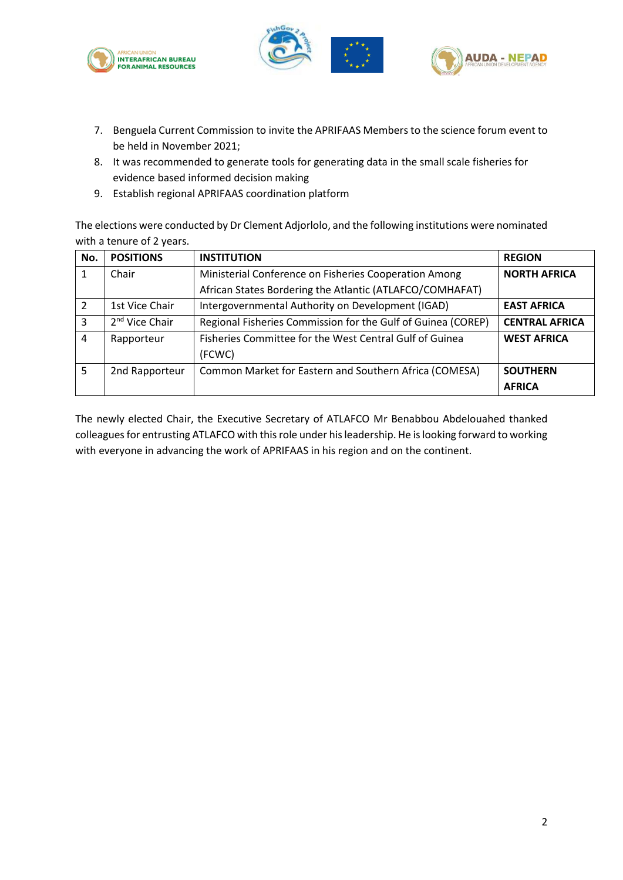7. Benguela Current Commission to invite the APRIFAAS Members to the science forum event to be held in November 2021;
8. It was recommended to generate tools for generating data in the small scale fisheries for evidence based informed decision making
9. Establish regional APRIFAAS coordination platform

The elections were conducted by Dr Clement Adjorlolo, and the following institutions were nominated with a tenure of 2 years.

| No. | POSITIONS | INSTITUTION | REGION |
|---|---|---|---|
| 1 | Chair | Ministerial Conference on Fisheries Cooperation Among African States Bordering the Atlantic (ATLAFCO/COMHAFAT) | **NORTH AFRICA** |
| 2 | 1st Vice Chair | Intergovernmental Authority on Development (IGAD) | **EAST AFRICA** |
| 3 | 2nd Vice Chair | Regional Fisheries Commission for the Gulf of Guinea (COREP) | **CENTRAL AFRICA** |
| 4 | Rapporteur | Fisheries Committee for the West Central Gulf of Guinea (FCWC) | **WEST AFRICA** |
| 5 | 2nd Rapporteur | Common Market for Eastern and Southern Africa (COMESA) | **SOUTHERN AFRICA** |

The newly elected Chair, the Executive Secretary of ATLAFCO Mr Benabbou Abdelouahed thanked colleagues for entrusting ATLAFCO with this role under his leadership. He is looking forward to working with everyone in advancing the work of APRIFAAS in his region and on the continent.